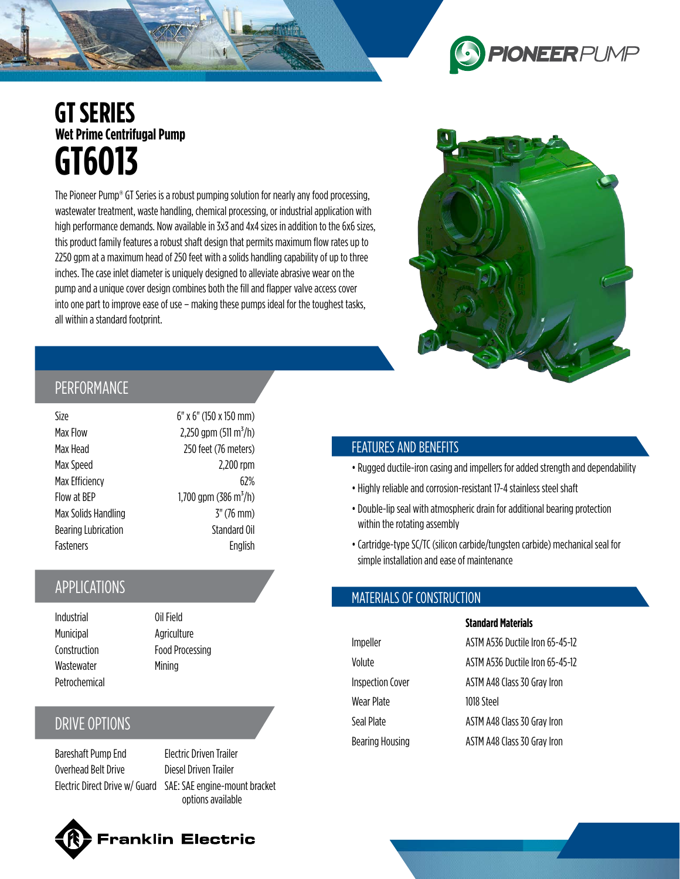PIONEERPUMP

# GT SERIES
## Wet Prime Centrifugal Pump
# GT6013

The Pioneer Pump® GT Series is a robust pumping solution for nearly any food processing, wastewater treatment, waste handling, chemical processing, or industrial application with high performance demands. Now available in 3x3 and 4x4 sizes in addition to the 6x6 sizes, this product family features a robust shaft design that permits maximum flow rates up to 2250 gpm at a maximum head of 250 feet with a solids handling capability of up to three inches. The case inlet diameter is uniquely designed to alleviate abrasive wear on the pump and a unique cover design combines both the fill and flapper valve access cover into one part to improve ease of use – making these pumps ideal for the toughest tasks, all within a standard footprint.

## PERFORMANCE

| | |
|---|---|
| Size | 6" x 6" (150 x 150 mm) |
| Max Flow | 2,250 gpm (511 $m^3$/h) |
| Max Head | 250 feet (76 meters) |
| Max Speed | 2,200 rpm |
| Max Efficiency | 62% |
| Flow at BEP | 1,700 gpm (386 $m^3$/h) |
| Max Solids Handling | 3" (76 mm) |
| Bearing Lubrication | Standard Oil |
| Fasteners | English |

## APPLICATIONS

- Industrial
- Municipal
- Construction
- Wastewater
- Petrochemical
- Oil Field
- Agriculture
- Food Processing
- Mining

## DRIVE OPTIONS

- Bareshaft Pump End
- Overhead Belt Drive
- Electric Direct Drive w/ Guard
- Electric Driven Trailer
- Diesel Driven Trailer
- SAE: SAE engine-mount bracket options available

## FEATURES AND BENEFITS

- Rugged ductile-iron casing and impellers for added strength and dependability
- Highly reliable and corrosion-resistant 17-4 stainless steel shaft
- Double-lip seal with atmospheric drain for additional bearing protection within the rotating assembly
- Cartridge-type SC/TC (silicon carbide/tungsten carbide) mechanical seal for simple installation and ease of maintenance

## MATERIALS OF CONSTRUCTION

| | **Standard Materials** |
|---|---|
| Impeller | ASTM A536 Ductile Iron 65-45-12 |
| Volute | ASTM A536 Ductile Iron 65-45-12 |
| Inspection Cover | ASTM A48 Class 30 Gray Iron |
| Wear Plate | 1018 Steel |
| Seal Plate | ASTM A48 Class 30 Gray Iron |
| Bearing Housing | ASTM A48 Class 30 Gray Iron |

Franklin Electric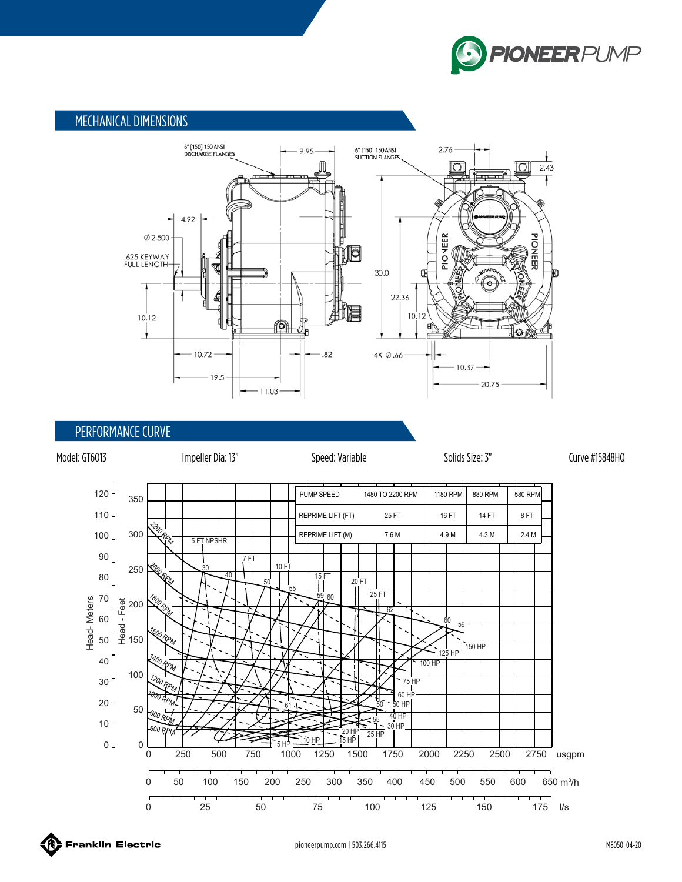## MECHANICAL DIMENSIONS

6" [150] 150 ANSI DISCHARGE FLANGES
9.95
6" [150] 150 ANSI SUCTION FLANGES
2.76
2.43
4.92
Ø 2.500
.625 KEYWAY FULL LENGTH
10.12
30.0
22.36
10.12
10.72
.82
19.5
11.03
4X Ø .66
10.37
20.75

## PERFORMANCE CURVE

Model: GT6013 Impeller Dia: 13" Speed: Variable Solids Size: 3" Curve #15848HQ

| PUMP SPEED | 1480 TO 2200 RPM | 1180 RPM | 880 RPM | 580 RPM |
|---|---|---|---|---|
| REPRIME LIFT (FT) | 25 FT | 16 FT | 14 FT | 8 FT |
| REPRIME LIFT (M) | 7.6 M | 4.9 M | 4.3 M | 2.4 M |

Head- Meters: 0, 10, 20, 30, 40, 50, 60, 70, 80, 90, 100, 110, 120

Head - Feet: 0, 50, 100, 150, 200, 250, 300, 350

2200 RPM
2000 RPM
1800 RPM
1600 RPM
1400 RPM
1200 RPM
1000 RPM
800 RPM
600 RPM

5 FT NPSHR
7 FT
10 FT
15 FT
20 FT
25 FT

30, 40, 50, 55, 59, 60, 62, 60, 59, 61, 50, 55

5 HP, 10 HP, 15 HP, 20 HP, 25 HP, 30 HP, 40 HP, 50 HP, 60 HP, 75 HP, 100 HP, 125 HP, 150 HP

usgpm: 0, 250, 500, 750, 1000, 1250, 1500, 1750, 2000, 2250, 2500, 2750

m³/h: 0, 50, 100, 150, 200, 250, 300, 350, 400, 450, 500, 550, 600, 650

l/s: 0, 25, 50, 75, 100, 125, 150, 175

Franklin Electric

pioneerpump.com | 503.266.4115

M8050 04-20